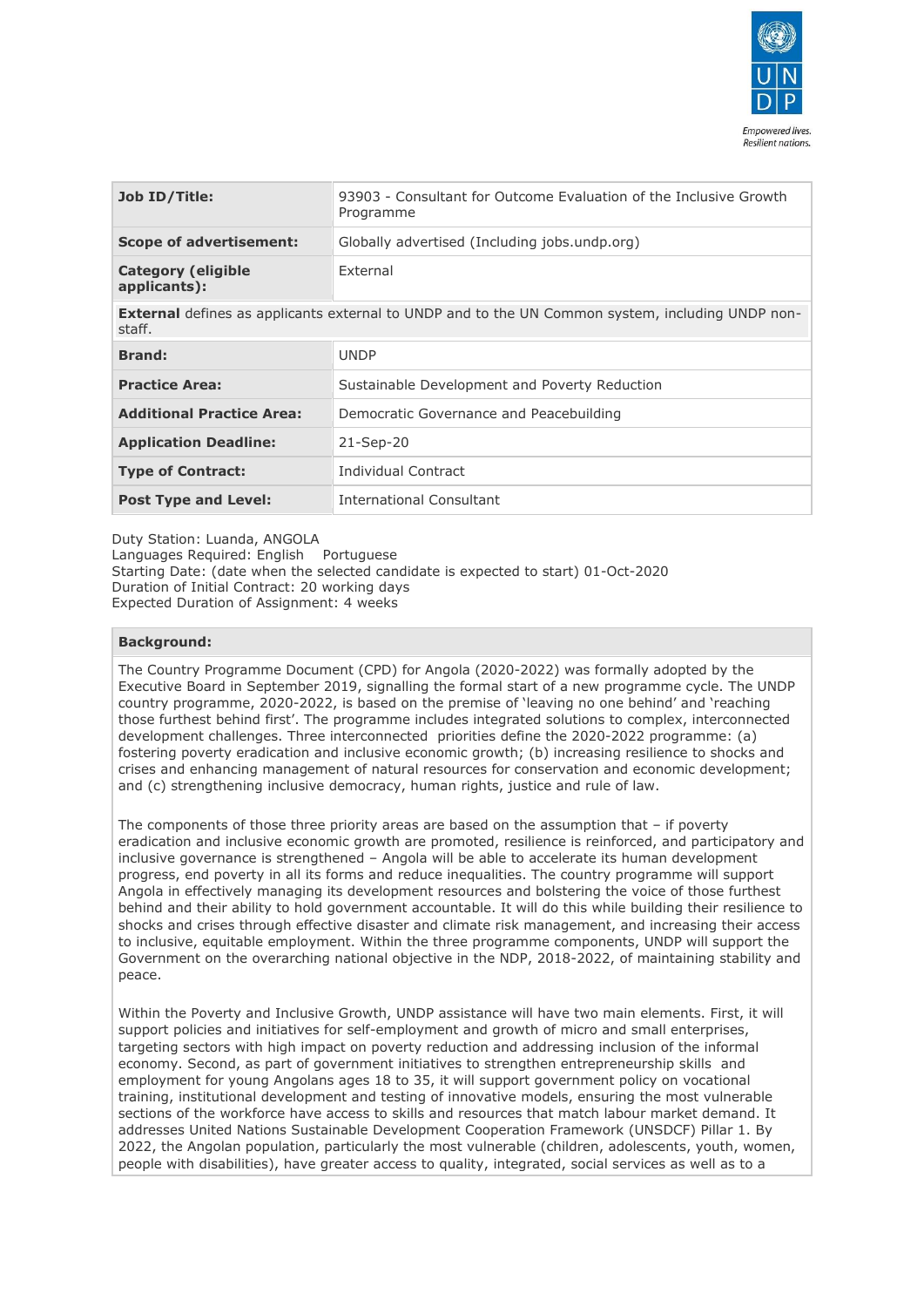| Job ID/Title: | 93903 - Consultant for Outcome Evaluation of the Inclusive Growth Programme |
|---|---|
| Scope of advertisement: | Globally advertised (Including jobs.undp.org) |
| Category (eligible applicants): | External |
| **External** defines as applicants external to UNDP and to the UN Common system, including UNDP non-staff. | |
| Brand: | UNDP |
| Practice Area: | Sustainable Development and Poverty Reduction |
| Additional Practice Area: | Democratic Governance and Peacebuilding |
| Application Deadline: | 21-Sep-20 |
| Type of Contract: | Individual Contract |
| Post Type and Level: | International Consultant |

Duty Station: Luanda, ANGOLA
Languages Required: English Portuguese
Starting Date: (date when the selected candidate is expected to start) 01-Oct-2020
Duration of Initial Contract: 20 working days
Expected Duration of Assignment: 4 weeks

**Background:**

The Country Programme Document (CPD) for Angola (2020-2022) was formally adopted by the Executive Board in September 2019, signalling the formal start of a new programme cycle. The UNDP country programme, 2020-2022, is based on the premise of 'leaving no one behind' and 'reaching those furthest behind first'. The programme includes integrated solutions to complex, interconnected development challenges. Three interconnected priorities define the 2020-2022 programme: (a) fostering poverty eradication and inclusive economic growth; (b) increasing resilience to shocks and crises and enhancing management of natural resources for conservation and economic development; and (c) strengthening inclusive democracy, human rights, justice and rule of law.

The components of those three priority areas are based on the assumption that – if poverty eradication and inclusive economic growth are promoted, resilience is reinforced, and participatory and inclusive governance is strengthened – Angola will be able to accelerate its human development progress, end poverty in all its forms and reduce inequalities. The country programme will support Angola in effectively managing its development resources and bolstering the voice of those furthest behind and their ability to hold government accountable. It will do this while building their resilience to shocks and crises through effective disaster and climate risk management, and increasing their access to inclusive, equitable employment. Within the three programme components, UNDP will support the Government on the overarching national objective in the NDP, 2018-2022, of maintaining stability and peace.

Within the Poverty and Inclusive Growth, UNDP assistance will have two main elements. First, it will support policies and initiatives for self-employment and growth of micro and small enterprises, targeting sectors with high impact on poverty reduction and addressing inclusion of the informal economy. Second, as part of government initiatives to strengthen entrepreneurship skills and employment for young Angolans ages 18 to 35, it will support government policy on vocational training, institutional development and testing of innovative models, ensuring the most vulnerable sections of the workforce have access to skills and resources that match labour market demand. It addresses United Nations Sustainable Development Cooperation Framework (UNSDCF) Pillar 1. By 2022, the Angolan population, particularly the most vulnerable (children, adolescents, youth, women, people with disabilities), have greater access to quality, integrated, social services as well as to a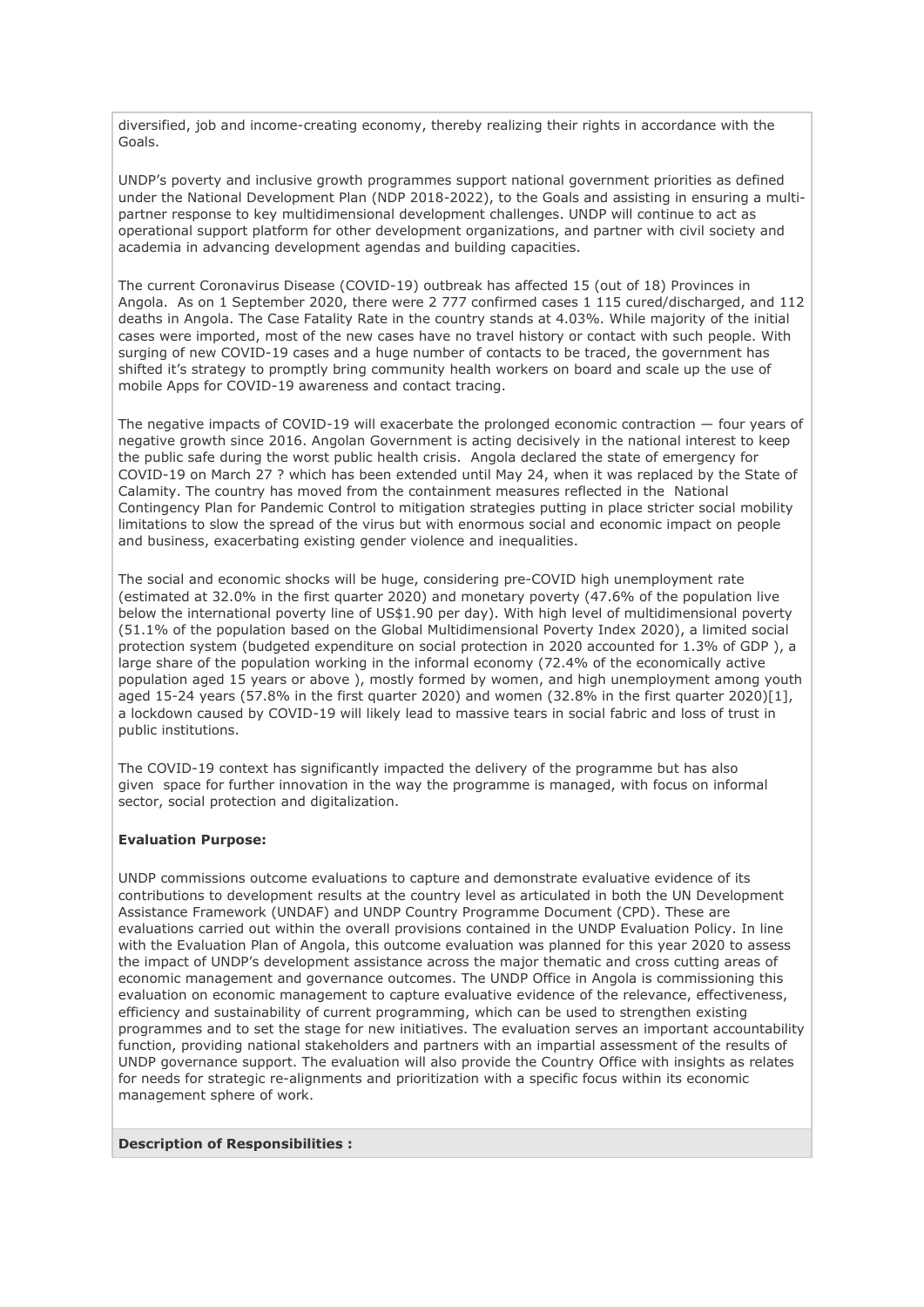diversified, job and income-creating economy, thereby realizing their rights in accordance with the Goals.

UNDP's poverty and inclusive growth programmes support national government priorities as defined under the National Development Plan (NDP 2018-2022), to the Goals and assisting in ensuring a multi-partner response to key multidimensional development challenges. UNDP will continue to act as operational support platform for other development organizations, and partner with civil society and academia in advancing development agendas and building capacities.

The current Coronavirus Disease (COVID-19) outbreak has affected 15 (out of 18) Provinces in Angola. As on 1 September 2020, there were 2 777 confirmed cases 1 115 cured/discharged, and 112 deaths in Angola. The Case Fatality Rate in the country stands at 4.03%. While majority of the initial cases were imported, most of the new cases have no travel history or contact with such people. With surging of new COVID-19 cases and a huge number of contacts to be traced, the government has shifted it's strategy to promptly bring community health workers on board and scale up the use of mobile Apps for COVID-19 awareness and contact tracing.

The negative impacts of COVID-19 will exacerbate the prolonged economic contraction — four years of negative growth since 2016. Angolan Government is acting decisively in the national interest to keep the public safe during the worst public health crisis. Angola declared the state of emergency for COVID-19 on March 27 ? which has been extended until May 24, when it was replaced by the State of Calamity. The country has moved from the containment measures reflected in the National Contingency Plan for Pandemic Control to mitigation strategies putting in place stricter social mobility limitations to slow the spread of the virus but with enormous social and economic impact on people and business, exacerbating existing gender violence and inequalities.

The social and economic shocks will be huge, considering pre-COVID high unemployment rate (estimated at 32.0% in the first quarter 2020) and monetary poverty (47.6% of the population live below the international poverty line of US$1.90 per day). With high level of multidimensional poverty (51.1% of the population based on the Global Multidimensional Poverty Index 2020), a limited social protection system (budgeted expenditure on social protection in 2020 accounted for 1.3% of GDP ), a large share of the population working in the informal economy (72.4% of the economically active population aged 15 years or above ), mostly formed by women, and high unemployment among youth aged 15-24 years (57.8% in the first quarter 2020) and women (32.8% in the first quarter 2020)[1], a lockdown caused by COVID-19 will likely lead to massive tears in social fabric and loss of trust in public institutions.

The COVID-19 context has significantly impacted the delivery of the programme but has also given space for further innovation in the way the programme is managed, with focus on informal sector, social protection and digitalization.

**Evaluation Purpose:**

UNDP commissions outcome evaluations to capture and demonstrate evaluative evidence of its contributions to development results at the country level as articulated in both the UN Development Assistance Framework (UNDAF) and UNDP Country Programme Document (CPD). These are evaluations carried out within the overall provisions contained in the UNDP Evaluation Policy. In line with the Evaluation Plan of Angola, this outcome evaluation was planned for this year 2020 to assess the impact of UNDP's development assistance across the major thematic and cross cutting areas of economic management and governance outcomes. The UNDP Office in Angola is commissioning this evaluation on economic management to capture evaluative evidence of the relevance, effectiveness, efficiency and sustainability of current programming, which can be used to strengthen existing programmes and to set the stage for new initiatives. The evaluation serves an important accountability function, providing national stakeholders and partners with an impartial assessment of the results of UNDP governance support. The evaluation will also provide the Country Office with insights as relates for needs for strategic re-alignments and prioritization with a specific focus within its economic management sphere of work.

**Description of Responsibilities :**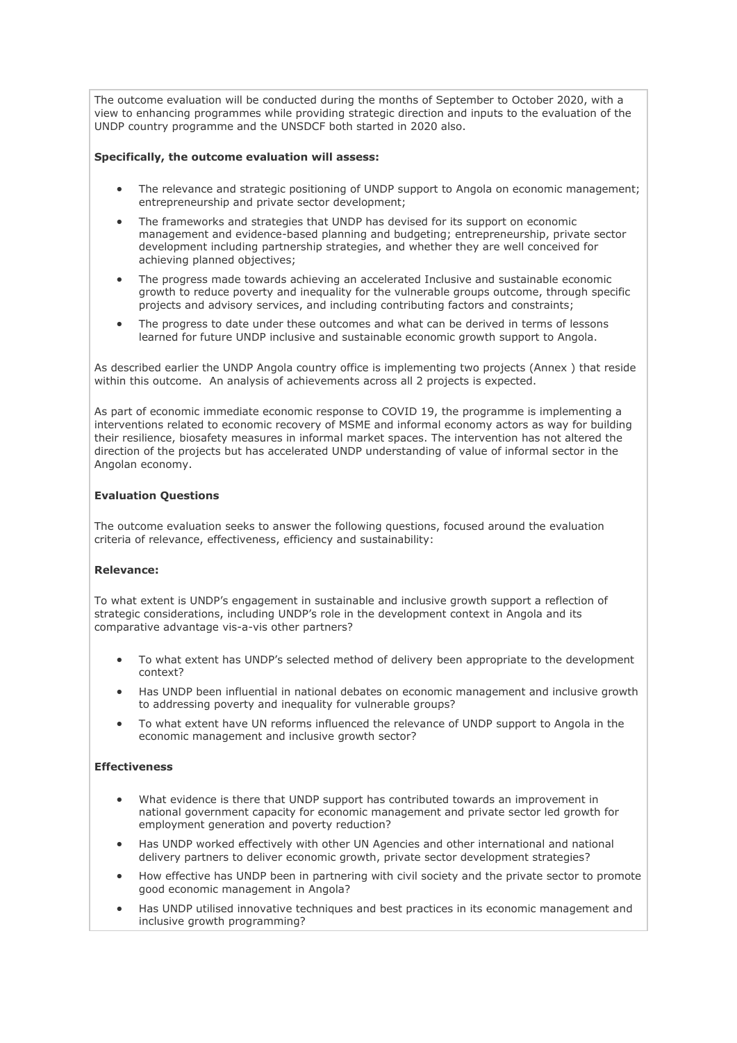The outcome evaluation will be conducted during the months of September to October 2020, with a view to enhancing programmes while providing strategic direction and inputs to the evaluation of the UNDP country programme and the UNSDCF both started in 2020 also.

**Specifically, the outcome evaluation will assess:**

- The relevance and strategic positioning of UNDP support to Angola on economic management; entrepreneurship and private sector development;
- The frameworks and strategies that UNDP has devised for its support on economic management and evidence-based planning and budgeting; entrepreneurship, private sector development including partnership strategies, and whether they are well conceived for achieving planned objectives;
- The progress made towards achieving an accelerated Inclusive and sustainable economic growth to reduce poverty and inequality for the vulnerable groups outcome, through specific projects and advisory services, and including contributing factors and constraints;
- The progress to date under these outcomes and what can be derived in terms of lessons learned for future UNDP inclusive and sustainable economic growth support to Angola.

As described earlier the UNDP Angola country office is implementing two projects (Annex ) that reside within this outcome. An analysis of achievements across all 2 projects is expected.

As part of economic immediate economic response to COVID 19, the programme is implementing a interventions related to economic recovery of MSME and informal economy actors as way for building their resilience, biosafety measures in informal market spaces. The intervention has not altered the direction of the projects but has accelerated UNDP understanding of value of informal sector in the Angolan economy.

**Evaluation Questions**

The outcome evaluation seeks to answer the following questions, focused around the evaluation criteria of relevance, effectiveness, efficiency and sustainability:

**Relevance:**

To what extent is UNDP's engagement in sustainable and inclusive growth support a reflection of strategic considerations, including UNDP's role in the development context in Angola and its comparative advantage vis-a-vis other partners?

- To what extent has UNDP's selected method of delivery been appropriate to the development context?
- Has UNDP been influential in national debates on economic management and inclusive growth to addressing poverty and inequality for vulnerable groups?
- To what extent have UN reforms influenced the relevance of UNDP support to Angola in the economic management and inclusive growth sector?

**Effectiveness**

- What evidence is there that UNDP support has contributed towards an improvement in national government capacity for economic management and private sector led growth for employment generation and poverty reduction?
- Has UNDP worked effectively with other UN Agencies and other international and national delivery partners to deliver economic growth, private sector development strategies?
- How effective has UNDP been in partnering with civil society and the private sector to promote good economic management in Angola?
- Has UNDP utilised innovative techniques and best practices in its economic management and inclusive growth programming?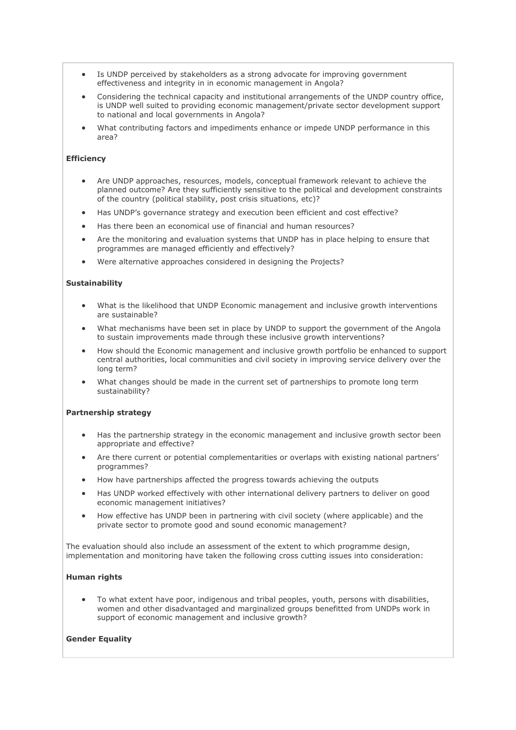- Is UNDP perceived by stakeholders as a strong advocate for improving government effectiveness and integrity in in economic management in Angola?
- Considering the technical capacity and institutional arrangements of the UNDP country office, is UNDP well suited to providing economic management/private sector development support to national and local governments in Angola?
- What contributing factors and impediments enhance or impede UNDP performance in this area?

**Efficiency**

- Are UNDP approaches, resources, models, conceptual framework relevant to achieve the planned outcome? Are they sufficiently sensitive to the political and development constraints of the country (political stability, post crisis situations, etc)?
- Has UNDP's governance strategy and execution been efficient and cost effective?
- Has there been an economical use of financial and human resources?
- Are the monitoring and evaluation systems that UNDP has in place helping to ensure that programmes are managed efficiently and effectively?
- Were alternative approaches considered in designing the Projects?

**Sustainability**

- What is the likelihood that UNDP Economic management and inclusive growth interventions are sustainable?
- What mechanisms have been set in place by UNDP to support the government of the Angola to sustain improvements made through these inclusive growth interventions?
- How should the Economic management and inclusive growth portfolio be enhanced to support central authorities, local communities and civil society in improving service delivery over the long term?
- What changes should be made in the current set of partnerships to promote long term sustainability?

**Partnership strategy**

- Has the partnership strategy in the economic management and inclusive growth sector been appropriate and effective?
- Are there current or potential complementarities or overlaps with existing national partners' programmes?
- How have partnerships affected the progress towards achieving the outputs
- Has UNDP worked effectively with other international delivery partners to deliver on good economic management initiatives?
- How effective has UNDP been in partnering with civil society (where applicable) and the private sector to promote good and sound economic management?

The evaluation should also include an assessment of the extent to which programme design, implementation and monitoring have taken the following cross cutting issues into consideration:

**Human rights**

- To what extent have poor, indigenous and tribal peoples, youth, persons with disabilities, women and other disadvantaged and marginalized groups benefitted from UNDPs work in support of economic management and inclusive growth?

**Gender Equality**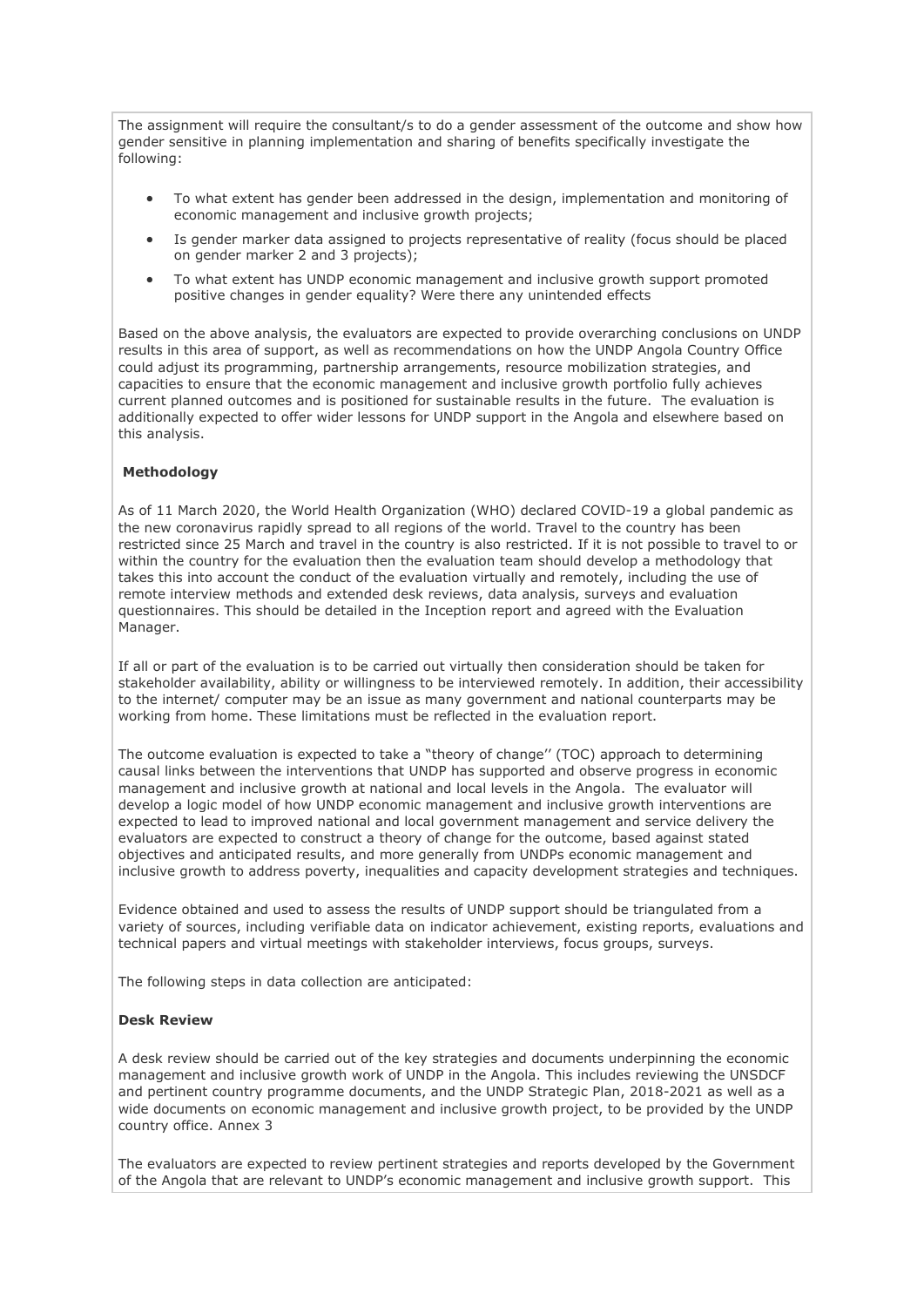The assignment will require the consultant/s to do a gender assessment of the outcome and show how gender sensitive in planning implementation and sharing of benefits specifically investigate the following:

- To what extent has gender been addressed in the design, implementation and monitoring of economic management and inclusive growth projects;
- Is gender marker data assigned to projects representative of reality (focus should be placed on gender marker 2 and 3 projects);
- To what extent has UNDP economic management and inclusive growth support promoted positive changes in gender equality? Were there any unintended effects

Based on the above analysis, the evaluators are expected to provide overarching conclusions on UNDP results in this area of support, as well as recommendations on how the UNDP Angola Country Office could adjust its programming, partnership arrangements, resource mobilization strategies, and capacities to ensure that the economic management and inclusive growth portfolio fully achieves current planned outcomes and is positioned for sustainable results in the future. The evaluation is additionally expected to offer wider lessons for UNDP support in the Angola and elsewhere based on this analysis.

**Methodology**

As of 11 March 2020, the World Health Organization (WHO) declared COVID-19 a global pandemic as the new coronavirus rapidly spread to all regions of the world. Travel to the country has been restricted since 25 March and travel in the country is also restricted. If it is not possible to travel to or within the country for the evaluation then the evaluation team should develop a methodology that takes this into account the conduct of the evaluation virtually and remotely, including the use of remote interview methods and extended desk reviews, data analysis, surveys and evaluation questionnaires. This should be detailed in the Inception report and agreed with the Evaluation Manager.

If all or part of the evaluation is to be carried out virtually then consideration should be taken for stakeholder availability, ability or willingness to be interviewed remotely. In addition, their accessibility to the internet/ computer may be an issue as many government and national counterparts may be working from home. These limitations must be reflected in the evaluation report.

The outcome evaluation is expected to take a "theory of change'' (TOC) approach to determining causal links between the interventions that UNDP has supported and observe progress in economic management and inclusive growth at national and local levels in the Angola. The evaluator will develop a logic model of how UNDP economic management and inclusive growth interventions are expected to lead to improved national and local government management and service delivery the evaluators are expected to construct a theory of change for the outcome, based against stated objectives and anticipated results, and more generally from UNDPs economic management and inclusive growth to address poverty, inequalities and capacity development strategies and techniques.

Evidence obtained and used to assess the results of UNDP support should be triangulated from a variety of sources, including verifiable data on indicator achievement, existing reports, evaluations and technical papers and virtual meetings with stakeholder interviews, focus groups, surveys.

The following steps in data collection are anticipated:

**Desk Review**

A desk review should be carried out of the key strategies and documents underpinning the economic management and inclusive growth work of UNDP in the Angola. This includes reviewing the UNSDCF and pertinent country programme documents, and the UNDP Strategic Plan, 2018-2021 as well as a wide documents on economic management and inclusive growth project, to be provided by the UNDP country office. Annex 3

The evaluators are expected to review pertinent strategies and reports developed by the Government of the Angola that are relevant to UNDP's economic management and inclusive growth support. This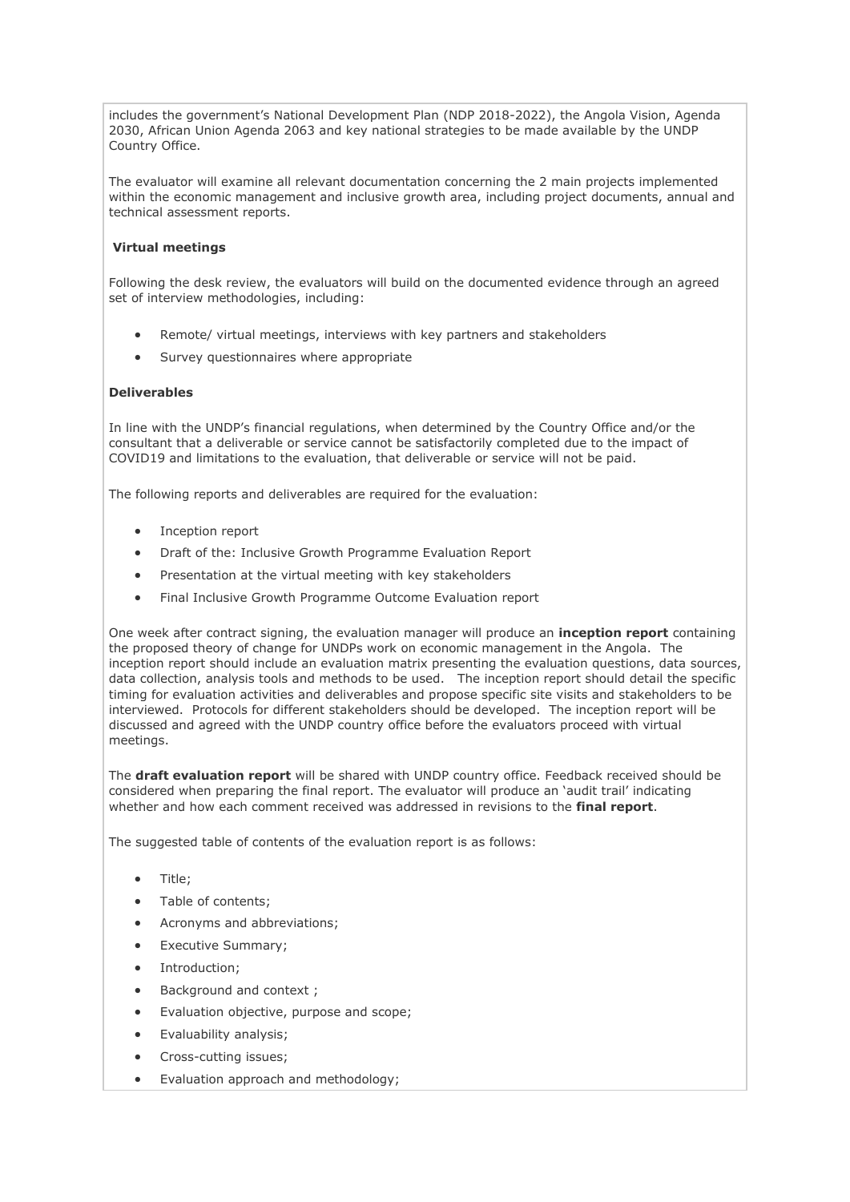includes the government's National Development Plan (NDP 2018-2022), the Angola Vision, Agenda 2030, African Union Agenda 2063 and key national strategies to be made available by the UNDP Country Office.

The evaluator will examine all relevant documentation concerning the 2 main projects implemented within the economic management and inclusive growth area, including project documents, annual and technical assessment reports.

**Virtual meetings**

Following the desk review, the evaluators will build on the documented evidence through an agreed set of interview methodologies, including:

- Remote/ virtual meetings, interviews with key partners and stakeholders
- Survey questionnaires where appropriate

**Deliverables**

In line with the UNDP's financial regulations, when determined by the Country Office and/or the consultant that a deliverable or service cannot be satisfactorily completed due to the impact of COVID19 and limitations to the evaluation, that deliverable or service will not be paid.

The following reports and deliverables are required for the evaluation:

- Inception report
- Draft of the: Inclusive Growth Programme Evaluation Report
- Presentation at the virtual meeting with key stakeholders
- Final Inclusive Growth Programme Outcome Evaluation report

One week after contract signing, the evaluation manager will produce an **inception report** containing the proposed theory of change for UNDPs work on economic management in the Angola. The inception report should include an evaluation matrix presenting the evaluation questions, data sources, data collection, analysis tools and methods to be used. The inception report should detail the specific timing for evaluation activities and deliverables and propose specific site visits and stakeholders to be interviewed. Protocols for different stakeholders should be developed. The inception report will be discussed and agreed with the UNDP country office before the evaluators proceed with virtual meetings.

The **draft evaluation report** will be shared with UNDP country office. Feedback received should be considered when preparing the final report. The evaluator will produce an 'audit trail' indicating whether and how each comment received was addressed in revisions to the **final report**.

The suggested table of contents of the evaluation report is as follows:

- Title;
- Table of contents;
- Acronyms and abbreviations;
- Executive Summary;
- Introduction;
- Background and context ;
- Evaluation objective, purpose and scope;
- Evaluability analysis;
- Cross-cutting issues;
- Evaluation approach and methodology;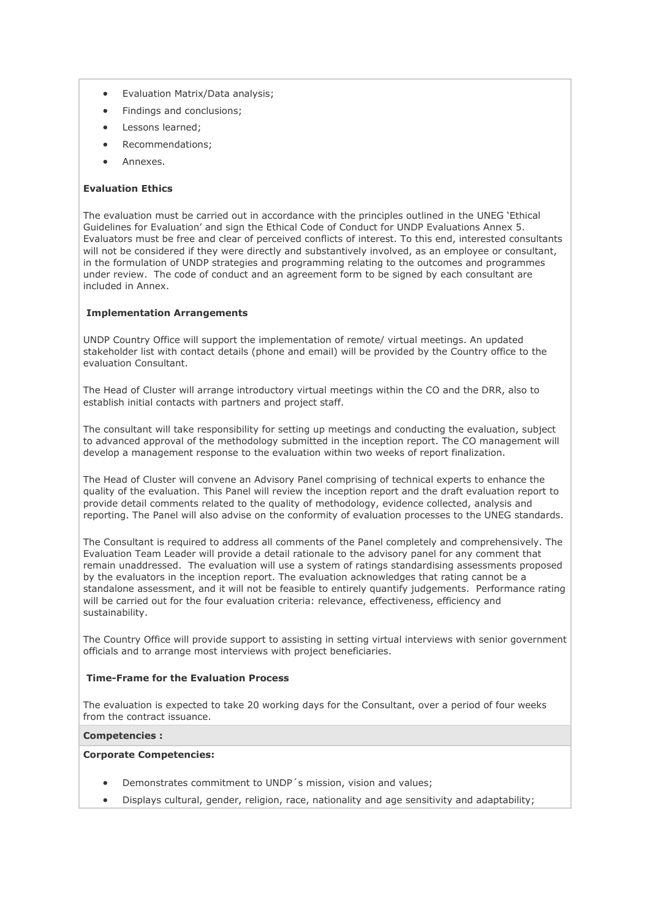- Evaluation Matrix/Data analysis;
- Findings and conclusions;
- Lessons learned;
- Recommendations;
- Annexes.

**Evaluation Ethics**

The evaluation must be carried out in accordance with the principles outlined in the UNEG 'Ethical Guidelines for Evaluation' and sign the Ethical Code of Conduct for UNDP Evaluations Annex 5. Evaluators must be free and clear of perceived conflicts of interest. To this end, interested consultants will not be considered if they were directly and substantively involved, as an employee or consultant, in the formulation of UNDP strategies and programming relating to the outcomes and programmes under review. The code of conduct and an agreement form to be signed by each consultant are included in Annex.

**Implementation Arrangements**

UNDP Country Office will support the implementation of remote/ virtual meetings. An updated stakeholder list with contact details (phone and email) will be provided by the Country office to the evaluation Consultant.

The Head of Cluster will arrange introductory virtual meetings within the CO and the DRR, also to establish initial contacts with partners and project staff.

The consultant will take responsibility for setting up meetings and conducting the evaluation, subject to advanced approval of the methodology submitted in the inception report. The CO management will develop a management response to the evaluation within two weeks of report finalization.

The Head of Cluster will convene an Advisory Panel comprising of technical experts to enhance the quality of the evaluation. This Panel will review the inception report and the draft evaluation report to provide detail comments related to the quality of methodology, evidence collected, analysis and reporting. The Panel will also advise on the conformity of evaluation processes to the UNEG standards.

The Consultant is required to address all comments of the Panel completely and comprehensively. The Evaluation Team Leader will provide a detail rationale to the advisory panel for any comment that remain unaddressed. The evaluation will use a system of ratings standardising assessments proposed by the evaluators in the inception report. The evaluation acknowledges that rating cannot be a standalone assessment, and it will not be feasible to entirely quantify judgements. Performance rating will be carried out for the four evaluation criteria: relevance, effectiveness, efficiency and sustainability.

The Country Office will provide support to assisting in setting virtual interviews with senior government officials and to arrange most interviews with project beneficiaries.

**Time-Frame for the Evaluation Process**

The evaluation is expected to take 20 working days for the Consultant, over a period of four weeks from the contract issuance.

**Competencies :**

**Corporate Competencies:**

- Demonstrates commitment to UNDP´s mission, vision and values;
- Displays cultural, gender, religion, race, nationality and age sensitivity and adaptability;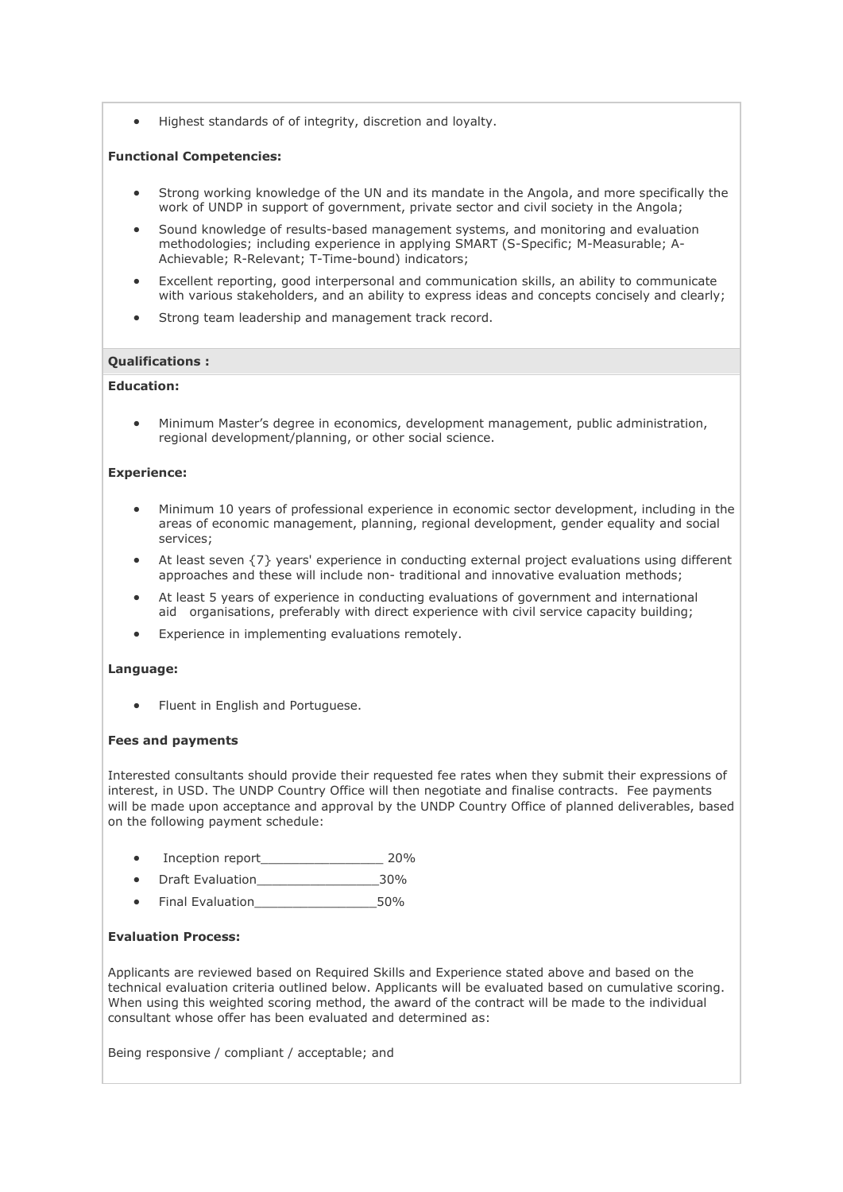- Highest standards of of integrity, discretion and loyalty.

**Functional Competencies:**

- Strong working knowledge of the UN and its mandate in the Angola, and more specifically the work of UNDP in support of government, private sector and civil society in the Angola;
- Sound knowledge of results-based management systems, and monitoring and evaluation methodologies; including experience in applying SMART (S-Specific; M-Measurable; A-Achievable; R-Relevant; T-Time-bound) indicators;
- Excellent reporting, good interpersonal and communication skills, an ability to communicate with various stakeholders, and an ability to express ideas and concepts concisely and clearly;
- Strong team leadership and management track record.

**Qualifications :**

**Education:**

- Minimum Master's degree in economics, development management, public administration, regional development/planning, or other social science.

**Experience:**

- Minimum 10 years of professional experience in economic sector development, including in the areas of economic management, planning, regional development, gender equality and social services;
- At least seven {7} years' experience in conducting external project evaluations using different approaches and these will include non- traditional and innovative evaluation methods;
- At least 5 years of experience in conducting evaluations of government and international aid organisations, preferably with direct experience with civil service capacity building;
- Experience in implementing evaluations remotely.

**Language:**

- Fluent in English and Portuguese.

**Fees and payments**

Interested consultants should provide their requested fee rates when they submit their expressions of interest, in USD. The UNDP Country Office will then negotiate and finalise contracts. Fee payments will be made upon acceptance and approval by the UNDP Country Office of planned deliverables, based on the following payment schedule:

- Inception report________________ 20%
- Draft Evaluation________________30%
- Final Evaluation________________50%

**Evaluation Process:**

Applicants are reviewed based on Required Skills and Experience stated above and based on the technical evaluation criteria outlined below. Applicants will be evaluated based on cumulative scoring. When using this weighted scoring method, the award of the contract will be made to the individual consultant whose offer has been evaluated and determined as:

Being responsive / compliant / acceptable; and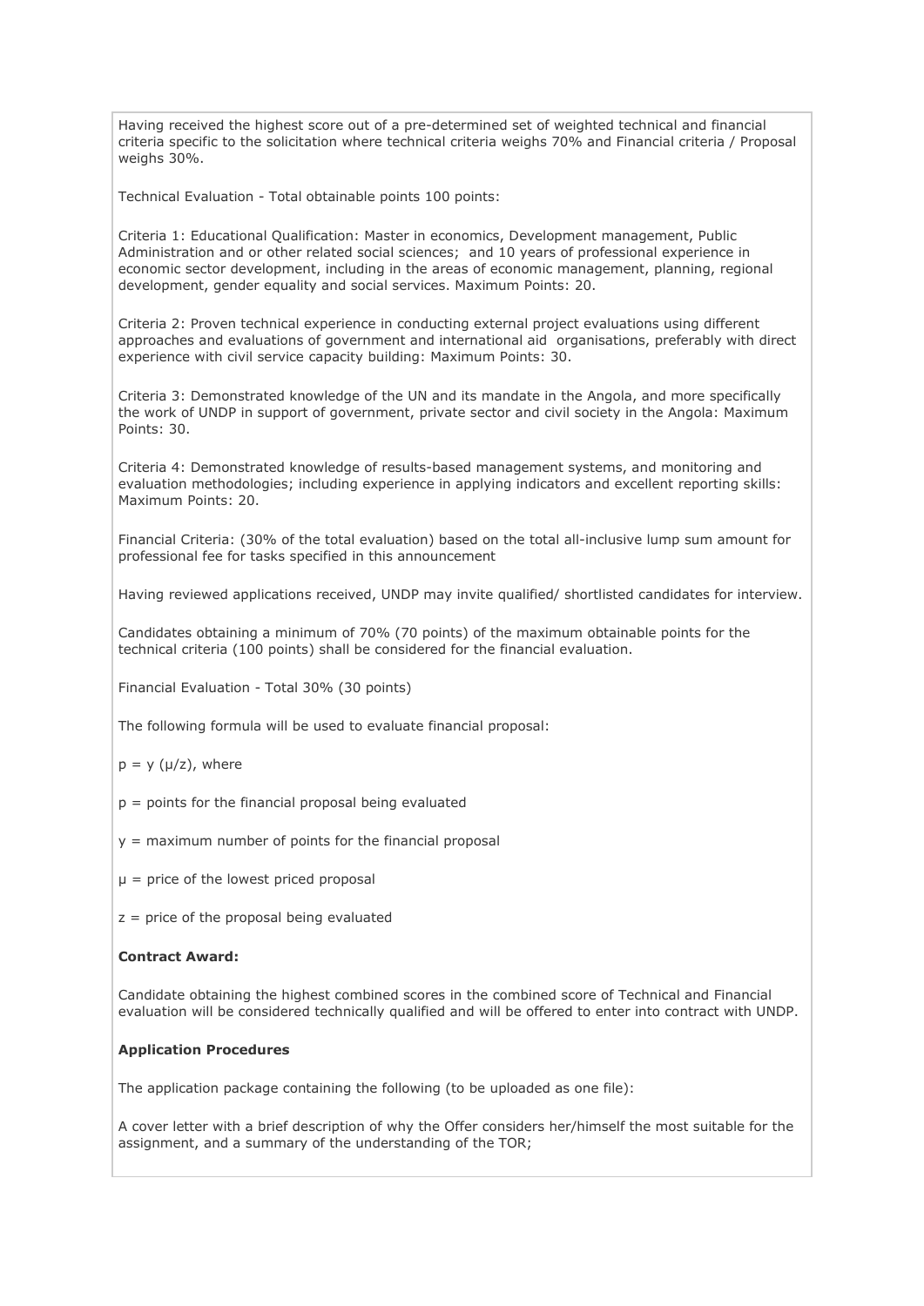Having received the highest score out of a pre-determined set of weighted technical and financial criteria specific to the solicitation where technical criteria weighs 70% and Financial criteria / Proposal weighs 30%.

Technical Evaluation - Total obtainable points 100 points:

Criteria 1: Educational Qualification: Master in economics, Development management, Public Administration and or other related social sciences; and 10 years of professional experience in economic sector development, including in the areas of economic management, planning, regional development, gender equality and social services. Maximum Points: 20.

Criteria 2: Proven technical experience in conducting external project evaluations using different approaches and evaluations of government and international aid organisations, preferably with direct experience with civil service capacity building: Maximum Points: 30.

Criteria 3: Demonstrated knowledge of the UN and its mandate in the Angola, and more specifically the work of UNDP in support of government, private sector and civil society in the Angola: Maximum Points: 30.

Criteria 4: Demonstrated knowledge of results-based management systems, and monitoring and evaluation methodologies; including experience in applying indicators and excellent reporting skills: Maximum Points: 20.

Financial Criteria: (30% of the total evaluation) based on the total all-inclusive lump sum amount for professional fee for tasks specified in this announcement

Having reviewed applications received, UNDP may invite qualified/ shortlisted candidates for interview.

Candidates obtaining a minimum of 70% (70 points) of the maximum obtainable points for the technical criteria (100 points) shall be considered for the financial evaluation.

Financial Evaluation - Total 30% (30 points)

The following formula will be used to evaluate financial proposal:

$p = y (\mu/z)$, where

$p$ = points for the financial proposal being evaluated

$y$ = maximum number of points for the financial proposal

$\mu$ = price of the lowest priced proposal

$z$ = price of the proposal being evaluated

**Contract Award:**

Candidate obtaining the highest combined scores in the combined score of Technical and Financial evaluation will be considered technically qualified and will be offered to enter into contract with UNDP.

**Application Procedures**

The application package containing the following (to be uploaded as one file):

A cover letter with a brief description of why the Offer considers her/himself the most suitable for the assignment, and a summary of the understanding of the TOR;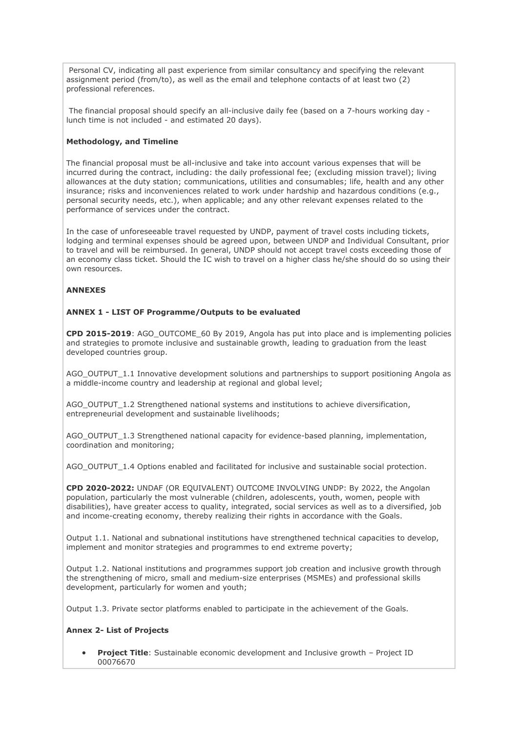Personal CV, indicating all past experience from similar consultancy and specifying the relevant assignment period (from/to), as well as the email and telephone contacts of at least two (2) professional references.

The financial proposal should specify an all-inclusive daily fee (based on a 7-hours working day - lunch time is not included - and estimated 20 days).

**Methodology, and Timeline**

The financial proposal must be all-inclusive and take into account various expenses that will be incurred during the contract, including: the daily professional fee; (excluding mission travel); living allowances at the duty station; communications, utilities and consumables; life, health and any other insurance; risks and inconveniences related to work under hardship and hazardous conditions (e.g., personal security needs, etc.), when applicable; and any other relevant expenses related to the performance of services under the contract.

In the case of unforeseeable travel requested by UNDP, payment of travel costs including tickets, lodging and terminal expenses should be agreed upon, between UNDP and Individual Consultant, prior to travel and will be reimbursed. In general, UNDP should not accept travel costs exceeding those of an economy class ticket. Should the IC wish to travel on a higher class he/she should do so using their own resources.

**ANNEXES**

**ANNEX 1 - LIST OF Programme/Outputs to be evaluated**

**CPD 2015-2019**: AGO_OUTCOME_60 By 2019, Angola has put into place and is implementing policies and strategies to promote inclusive and sustainable growth, leading to graduation from the least developed countries group.

AGO_OUTPUT_1.1 Innovative development solutions and partnerships to support positioning Angola as a middle-income country and leadership at regional and global level;

AGO_OUTPUT_1.2 Strengthened national systems and institutions to achieve diversification, entrepreneurial development and sustainable livelihoods;

AGO_OUTPUT_1.3 Strengthened national capacity for evidence-based planning, implementation, coordination and monitoring;

AGO_OUTPUT_1.4 Options enabled and facilitated for inclusive and sustainable social protection.

**CPD 2020-2022:** UNDAF (OR EQUIVALENT) OUTCOME INVOLVING UNDP: By 2022, the Angolan population, particularly the most vulnerable (children, adolescents, youth, women, people with disabilities), have greater access to quality, integrated, social services as well as to a diversified, job and income-creating economy, thereby realizing their rights in accordance with the Goals.

Output 1.1. National and subnational institutions have strengthened technical capacities to develop, implement and monitor strategies and programmes to end extreme poverty;

Output 1.2. National institutions and programmes support job creation and inclusive growth through the strengthening of micro, small and medium-size enterprises (MSMEs) and professional skills development, particularly for women and youth;

Output 1.3. Private sector platforms enabled to participate in the achievement of the Goals.

**Annex 2- List of Projects**

- **Project Title**: Sustainable economic development and Inclusive growth – Project ID 00076670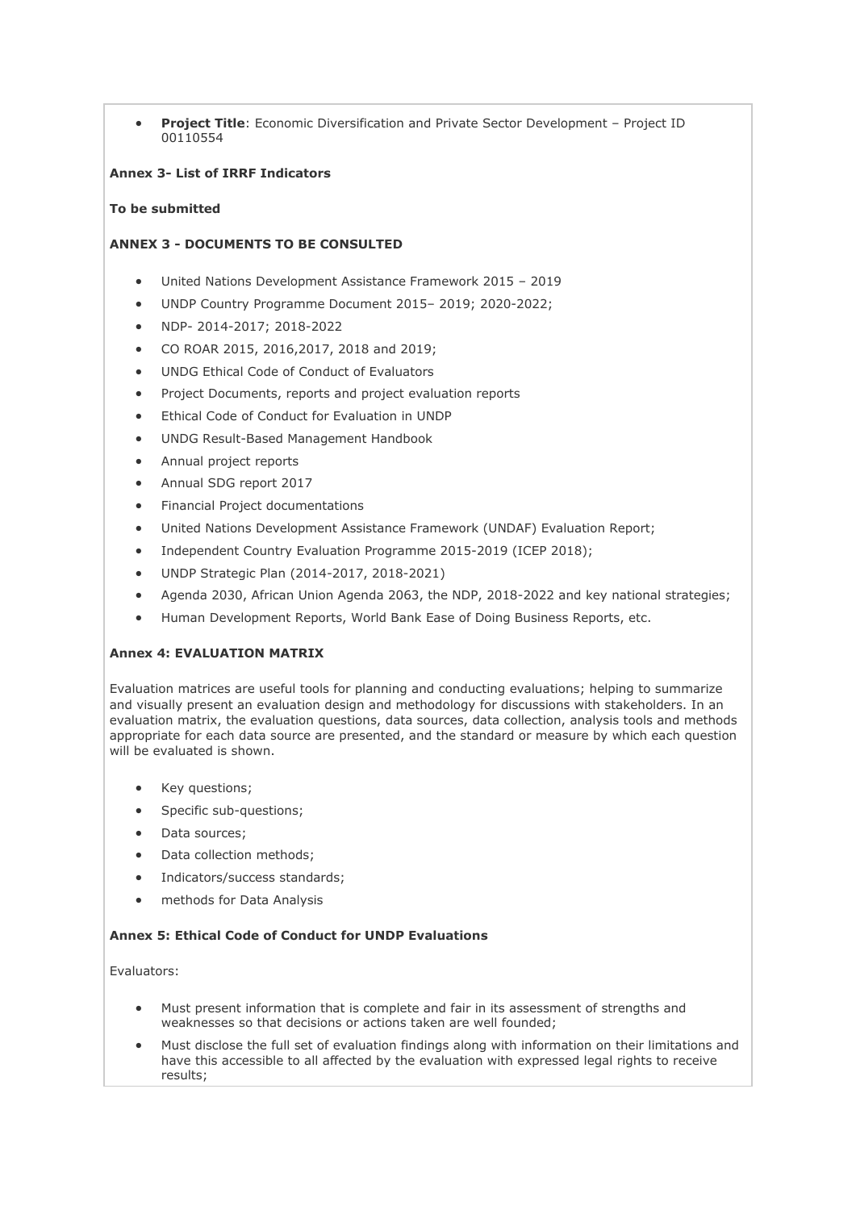- **Project Title**: Economic Diversification and Private Sector Development – Project ID 00110554

**Annex 3- List of IRRF Indicators**

**To be submitted**

**ANNEX 3 - DOCUMENTS TO BE CONSULTED**

- United Nations Development Assistance Framework 2015 – 2019
- UNDP Country Programme Document 2015– 2019; 2020-2022;
- NDP- 2014-2017; 2018-2022
- CO ROAR 2015, 2016,2017, 2018 and 2019;
- UNDG Ethical Code of Conduct of Evaluators
- Project Documents, reports and project evaluation reports
- Ethical Code of Conduct for Evaluation in UNDP
- UNDG Result-Based Management Handbook
- Annual project reports
- Annual SDG report 2017
- Financial Project documentations
- United Nations Development Assistance Framework (UNDAF) Evaluation Report;
- Independent Country Evaluation Programme 2015-2019 (ICEP 2018);
- UNDP Strategic Plan (2014-2017, 2018-2021)
- Agenda 2030, African Union Agenda 2063, the NDP, 2018-2022 and key national strategies;
- Human Development Reports, World Bank Ease of Doing Business Reports, etc.

**Annex 4: EVALUATION MATRIX**

Evaluation matrices are useful tools for planning and conducting evaluations; helping to summarize and visually present an evaluation design and methodology for discussions with stakeholders. In an evaluation matrix, the evaluation questions, data sources, data collection, analysis tools and methods appropriate for each data source are presented, and the standard or measure by which each question will be evaluated is shown.

- Key questions;
- Specific sub-questions;
- Data sources;
- Data collection methods;
- Indicators/success standards;
- methods for Data Analysis

**Annex 5: Ethical Code of Conduct for UNDP Evaluations**

Evaluators:

- Must present information that is complete and fair in its assessment of strengths and weaknesses so that decisions or actions taken are well founded;
- Must disclose the full set of evaluation findings along with information on their limitations and have this accessible to all affected by the evaluation with expressed legal rights to receive results;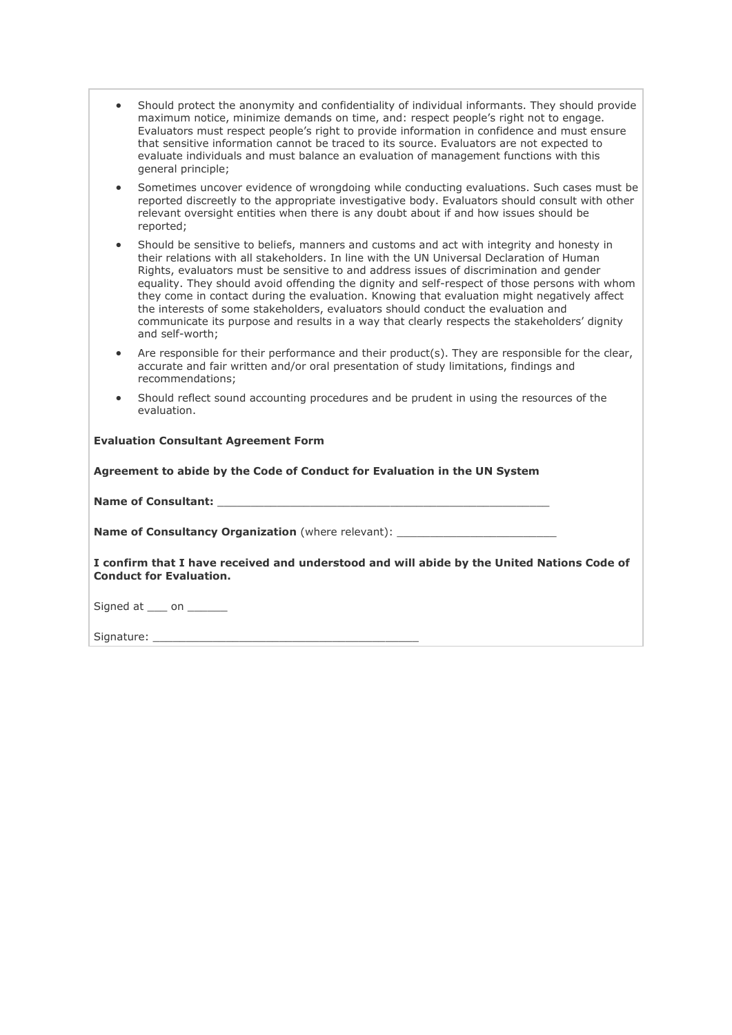- Should protect the anonymity and confidentiality of individual informants. They should provide maximum notice, minimize demands on time, and: respect people's right not to engage. Evaluators must respect people's right to provide information in confidence and must ensure that sensitive information cannot be traced to its source. Evaluators are not expected to evaluate individuals and must balance an evaluation of management functions with this general principle;
- Sometimes uncover evidence of wrongdoing while conducting evaluations. Such cases must be reported discreetly to the appropriate investigative body. Evaluators should consult with other relevant oversight entities when there is any doubt about if and how issues should be reported;
- Should be sensitive to beliefs, manners and customs and act with integrity and honesty in their relations with all stakeholders. In line with the UN Universal Declaration of Human Rights, evaluators must be sensitive to and address issues of discrimination and gender equality. They should avoid offending the dignity and self-respect of those persons with whom they come in contact during the evaluation. Knowing that evaluation might negatively affect the interests of some stakeholders, evaluators should conduct the evaluation and communicate its purpose and results in a way that clearly respects the stakeholders' dignity and self-worth;
- Are responsible for their performance and their product(s). They are responsible for the clear, accurate and fair written and/or oral presentation of study limitations, findings and recommendations;
- Should reflect sound accounting procedures and be prudent in using the resources of the evaluation.

**Evaluation Consultant Agreement Form**

**Agreement to abide by the Code of Conduct for Evaluation in the UN System**

**Name of Consultant:** __________________________________________________

**Name of Consultancy Organization** (where relevant): ________________________

**I confirm that I have received and understood and will abide by the United Nations Code of Conduct for Evaluation.**

Signed at ___ on ______

Signature: ________________________________________